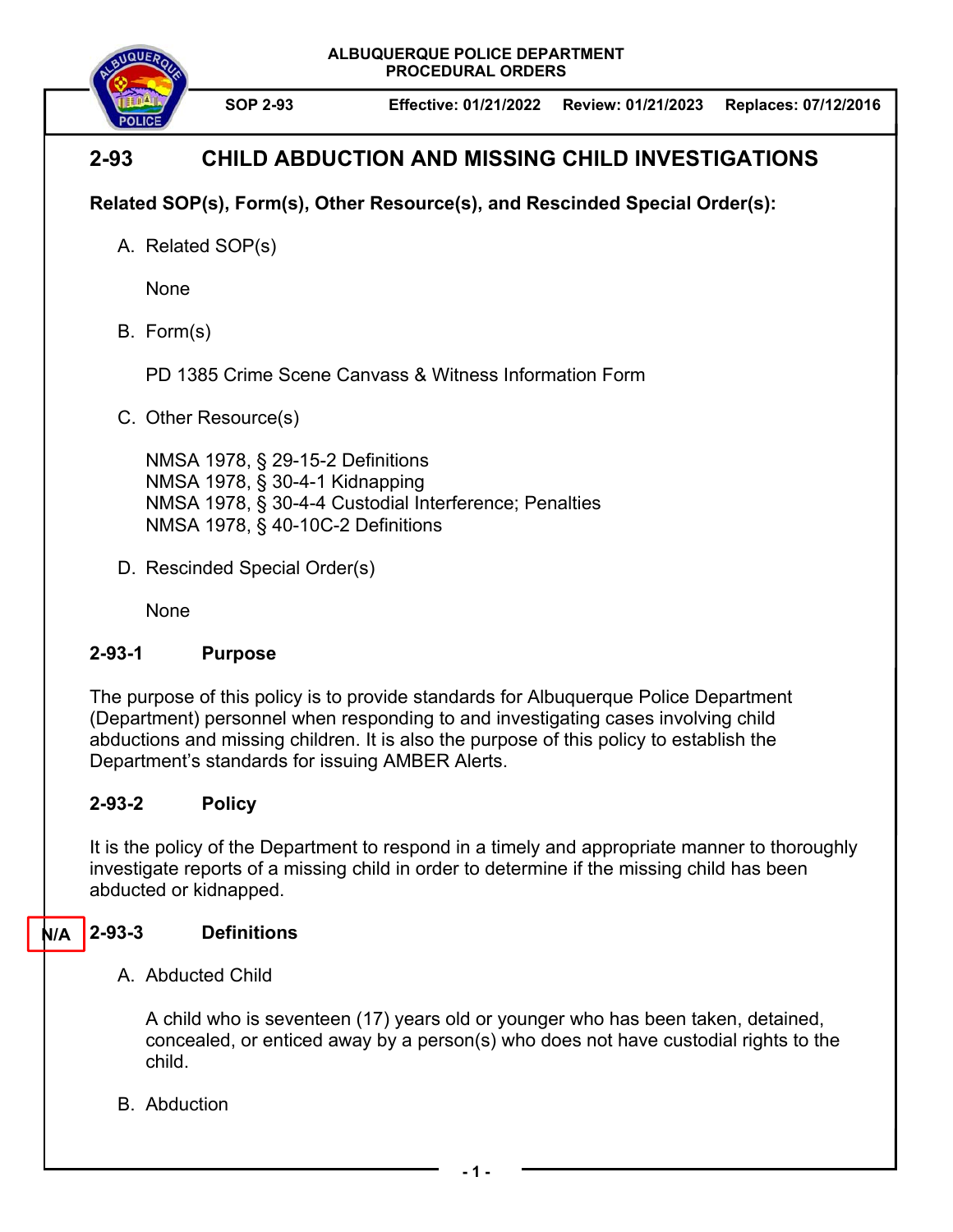ALBUQUERQUE POLICE DEPARTMENT
PROCEDURAL ORDERS

**SOP 2-93** | **Effective: 01/21/2022** | **Review: 01/21/2023** | **Replaces: 07/12/2016**

# 2-93 CHILD ABDUCTION AND MISSING CHILD INVESTIGATIONS

**Related SOP(s), Form(s), Other Resource(s), and Rescinded Special Order(s):**

A. Related SOP(s)

None

B. Form(s)

PD 1385 Crime Scene Canvass & Witness Information Form

C. Other Resource(s)

NMSA 1978, § 29-15-2 Definitions
NMSA 1978, § 30-4-1 Kidnapping
NMSA 1978, § 30-4-4 Custodial Interference; Penalties
NMSA 1978, § 40-10C-2 Definitions

D. Rescinded Special Order(s)

None

## 2-93-1 Purpose

The purpose of this policy is to provide standards for Albuquerque Police Department (Department) personnel when responding to and investigating cases involving child abductions and missing children. It is also the purpose of this policy to establish the Department's standards for issuing AMBER Alerts.

## 2-93-2 Policy

It is the policy of the Department to respond in a timely and appropriate manner to thoroughly investigate reports of a missing child in order to determine if the missing child has been abducted or kidnapped.

## N/A 2-93-3 Definitions

A. Abducted Child

A child who is seventeen (17) years old or younger who has been taken, detained, concealed, or enticed away by a person(s) who does not have custodial rights to the child.

B. Abduction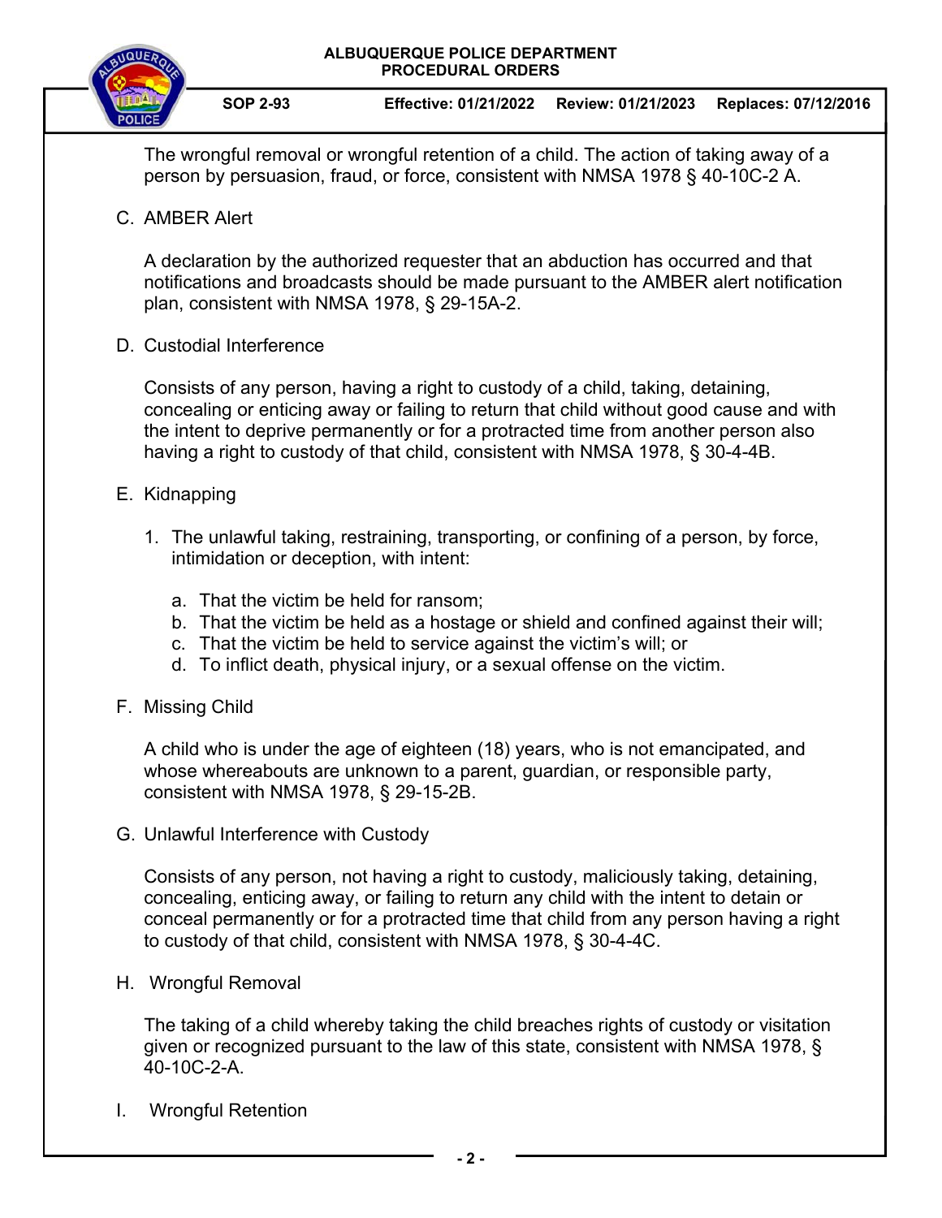The wrongful removal or wrongful retention of a child. The action of taking away of a person by persuasion, fraud, or force, consistent with NMSA 1978 § 40-10C-2 A.

C. AMBER Alert

A declaration by the authorized requester that an abduction has occurred and that notifications and broadcasts should be made pursuant to the AMBER alert notification plan, consistent with NMSA 1978, § 29-15A-2.

D. Custodial Interference

Consists of any person, having a right to custody of a child, taking, detaining, concealing or enticing away or failing to return that child without good cause and with the intent to deprive permanently or for a protracted time from another person also having a right to custody of that child, consistent with NMSA 1978, § 30-4-4B.

E. Kidnapping

1. The unlawful taking, restraining, transporting, or confining of a person, by force, intimidation or deception, with intent:

   a. That the victim be held for ransom;
   b. That the victim be held as a hostage or shield and confined against their will;
   c. That the victim be held to service against the victim's will; or
   d. To inflict death, physical injury, or a sexual offense on the victim.

F. Missing Child

A child who is under the age of eighteen (18) years, who is not emancipated, and whose whereabouts are unknown to a parent, guardian, or responsible party, consistent with NMSA 1978, § 29-15-2B.

G. Unlawful Interference with Custody

Consists of any person, not having a right to custody, maliciously taking, detaining, concealing, enticing away, or failing to return any child with the intent to detain or conceal permanently or for a protracted time that child from any person having a right to custody of that child, consistent with NMSA 1978, § 30-4-4C.

H. Wrongful Removal

The taking of a child whereby taking the child breaches rights of custody or visitation given or recognized pursuant to the law of this state, consistent with NMSA 1978, § 40-10C-2-A.

I. Wrongful Retention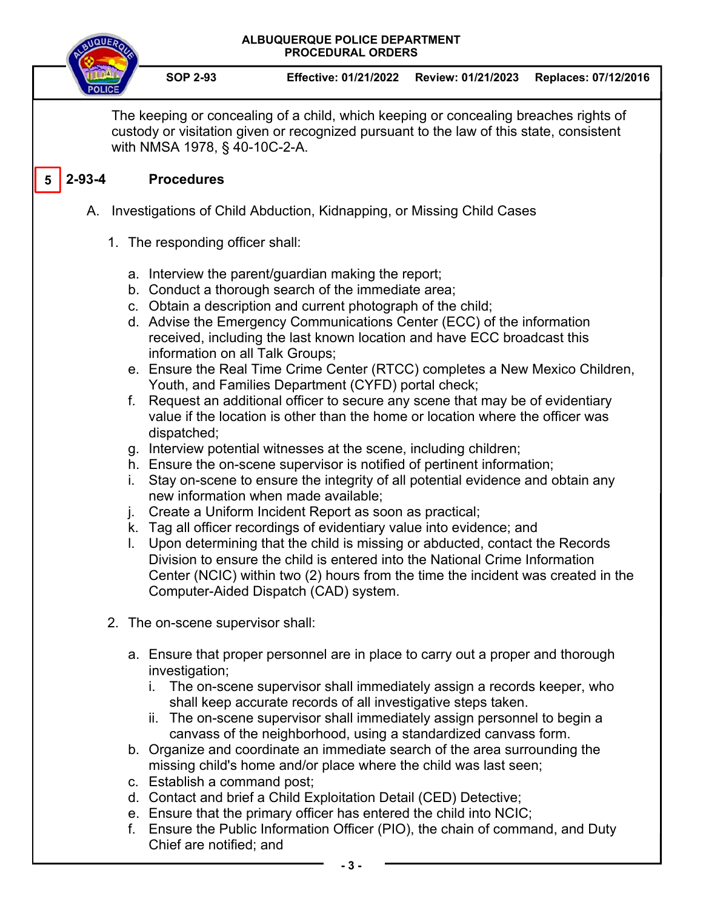The keeping or concealing of a child, which keeping or concealing breaches rights of custody or visitation given or recognized pursuant to the law of this state, consistent with NMSA 1978, § 40-10C-2-A.

## 5 2-93-4 Procedures

A. Investigations of Child Abduction, Kidnapping, or Missing Child Cases

1. The responding officer shall:

   a. Interview the parent/guardian making the report;
   b. Conduct a thorough search of the immediate area;
   c. Obtain a description and current photograph of the child;
   d. Advise the Emergency Communications Center (ECC) of the information received, including the last known location and have ECC broadcast this information on all Talk Groups;
   e. Ensure the Real Time Crime Center (RTCC) completes a New Mexico Children, Youth, and Families Department (CYFD) portal check;
   f. Request an additional officer to secure any scene that may be of evidentiary value if the location is other than the home or location where the officer was dispatched;
   g. Interview potential witnesses at the scene, including children;
   h. Ensure the on-scene supervisor is notified of pertinent information;
   i. Stay on-scene to ensure the integrity of all potential evidence and obtain any new information when made available;
   j. Create a Uniform Incident Report as soon as practical;
   k. Tag all officer recordings of evidentiary value into evidence; and
   l. Upon determining that the child is missing or abducted, contact the Records Division to ensure the child is entered into the National Crime Information Center (NCIC) within two (2) hours from the time the incident was created in the Computer-Aided Dispatch (CAD) system.

2. The on-scene supervisor shall:

   a. Ensure that proper personnel are in place to carry out a proper and thorough investigation;
      i. The on-scene supervisor shall immediately assign a records keeper, who shall keep accurate records of all investigative steps taken.
      ii. The on-scene supervisor shall immediately assign personnel to begin a canvass of the neighborhood, using a standardized canvass form.
   b. Organize and coordinate an immediate search of the area surrounding the missing child's home and/or place where the child was last seen;
   c. Establish a command post;
   d. Contact and brief a Child Exploitation Detail (CED) Detective;
   e. Ensure that the primary officer has entered the child into NCIC;
   f. Ensure the Public Information Officer (PIO), the chain of command, and Duty Chief are notified; and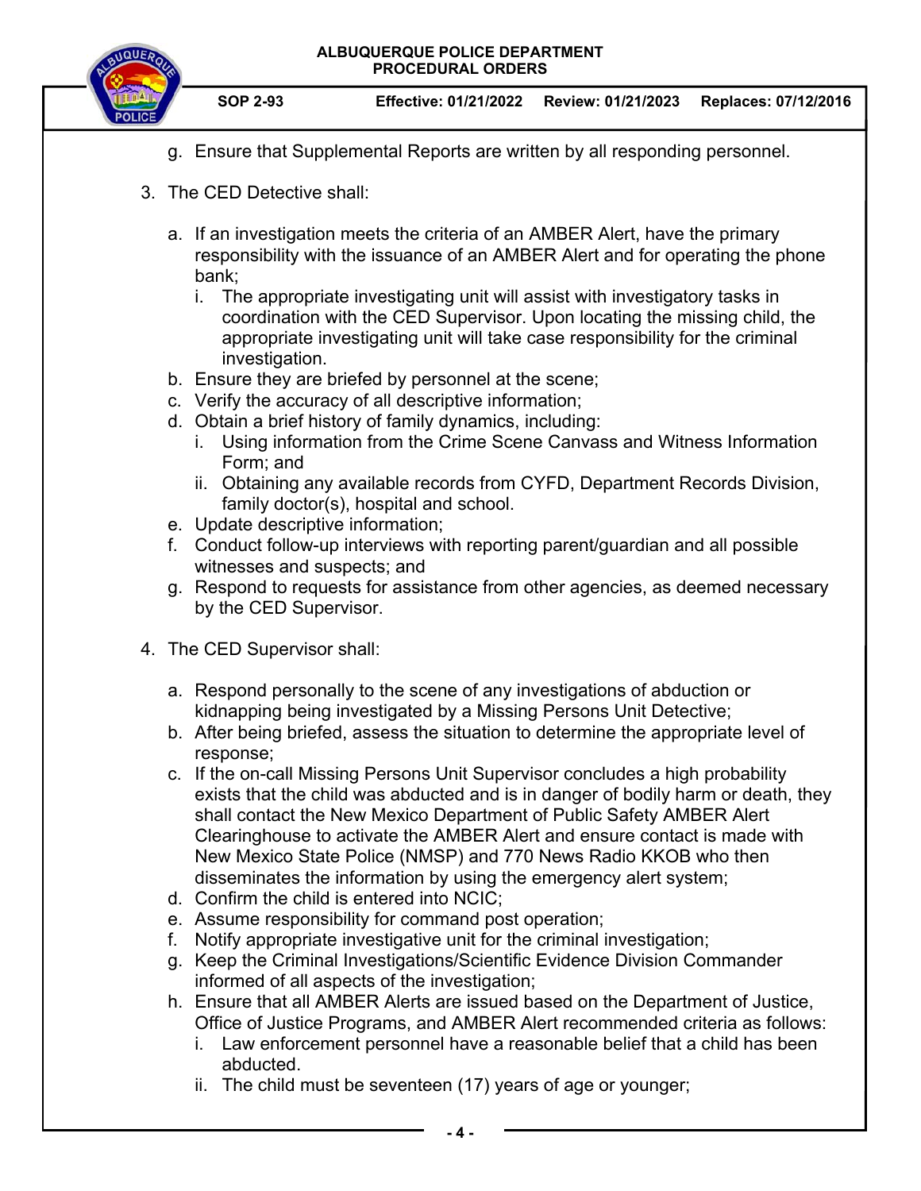g. Ensure that Supplemental Reports are written by all responding personnel.

3. The CED Detective shall:

   a. If an investigation meets the criteria of an AMBER Alert, have the primary responsibility with the issuance of an AMBER Alert and for operating the phone bank;
      i. The appropriate investigating unit will assist with investigatory tasks in coordination with the CED Supervisor. Upon locating the missing child, the appropriate investigating unit will take case responsibility for the criminal investigation.
   b. Ensure they are briefed by personnel at the scene;
   c. Verify the accuracy of all descriptive information;
   d. Obtain a brief history of family dynamics, including:
      i. Using information from the Crime Scene Canvass and Witness Information Form; and
      ii. Obtaining any available records from CYFD, Department Records Division, family doctor(s), hospital and school.
   e. Update descriptive information;
   f. Conduct follow-up interviews with reporting parent/guardian and all possible witnesses and suspects; and
   g. Respond to requests for assistance from other agencies, as deemed necessary by the CED Supervisor.

4. The CED Supervisor shall:

   a. Respond personally to the scene of any investigations of abduction or kidnapping being investigated by a Missing Persons Unit Detective;
   b. After being briefed, assess the situation to determine the appropriate level of response;
   c. If the on-call Missing Persons Unit Supervisor concludes a high probability exists that the child was abducted and is in danger of bodily harm or death, they shall contact the New Mexico Department of Public Safety AMBER Alert Clearinghouse to activate the AMBER Alert and ensure contact is made with New Mexico State Police (NMSP) and 770 News Radio KKOB who then disseminates the information by using the emergency alert system;
   d. Confirm the child is entered into NCIC;
   e. Assume responsibility for command post operation;
   f. Notify appropriate investigative unit for the criminal investigation;
   g. Keep the Criminal Investigations/Scientific Evidence Division Commander informed of all aspects of the investigation;
   h. Ensure that all AMBER Alerts are issued based on the Department of Justice, Office of Justice Programs, and AMBER Alert recommended criteria as follows:
      i. Law enforcement personnel have a reasonable belief that a child has been abducted.
      ii. The child must be seventeen (17) years of age or younger;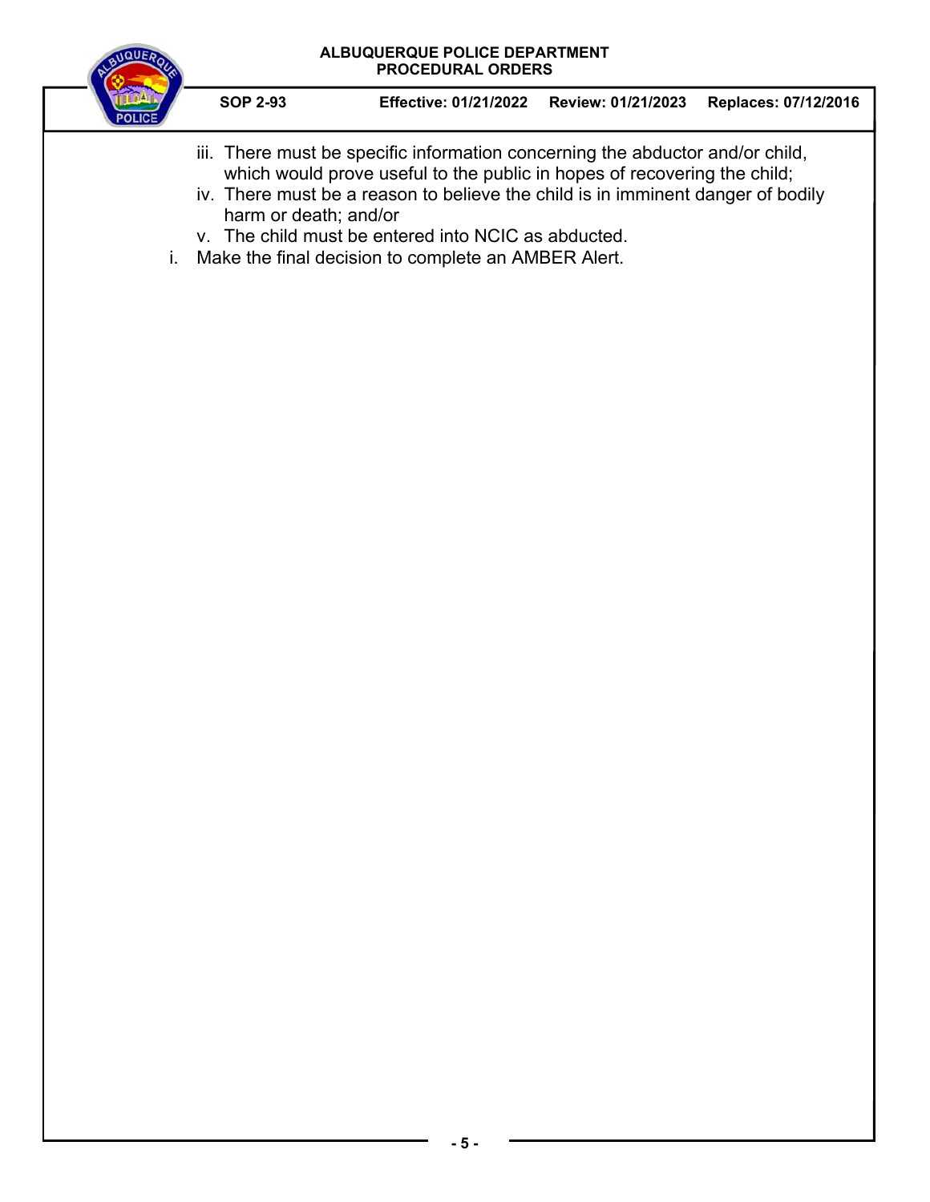iii. There must be specific information concerning the abductor and/or child, which would prove useful to the public in hopes of recovering the child;

iv. There must be a reason to believe the child is in imminent danger of bodily harm or death; and/or

v. The child must be entered into NCIC as abducted.

i. Make the final decision to complete an AMBER Alert.